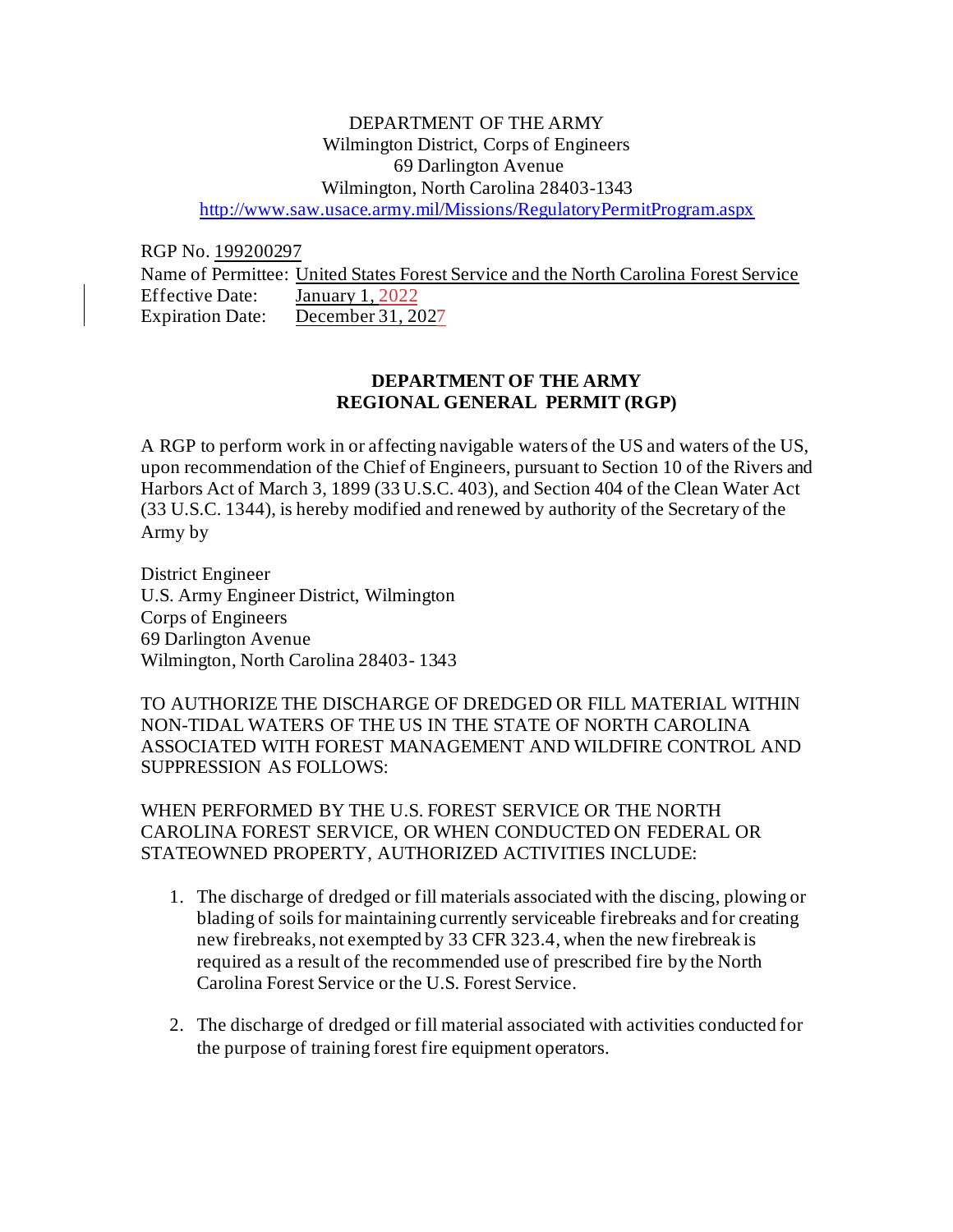DEPARTMENT OF THE ARMY
Wilmington District, Corps of Engineers
69 Darlington Avenue
Wilmington, North Carolina 28403-1343
http://www.saw.usace.army.mil/Missions/RegulatoryPermitProgram.aspx

RGP No. 199200297
Name of Permittee: United States Forest Service and the North Carolina Forest Service
Effective Date: January 1, 2022
Expiration Date: December 31, 2027

**DEPARTMENT OF THE ARMY**
**REGIONAL GENERAL PERMIT (RGP)**

A RGP to perform work in or affecting navigable waters of the US and waters of the US, upon recommendation of the Chief of Engineers, pursuant to Section 10 of the Rivers and Harbors Act of March 3, 1899 (33 U.S.C. 403), and Section 404 of the Clean Water Act (33 U.S.C. 1344), is hereby modified and renewed by authority of the Secretary of the Army by

District Engineer
U.S. Army Engineer District, Wilmington
Corps of Engineers
69 Darlington Avenue
Wilmington, North Carolina 28403- 1343

TO AUTHORIZE THE DISCHARGE OF DREDGED OR FILL MATERIAL WITHIN NON-TIDAL WATERS OF THE US IN THE STATE OF NORTH CAROLINA ASSOCIATED WITH FOREST MANAGEMENT AND WILDFIRE CONTROL AND SUPPRESSION AS FOLLOWS:

WHEN PERFORMED BY THE U.S. FOREST SERVICE OR THE NORTH CAROLINA FOREST SERVICE, OR WHEN CONDUCTED ON FEDERAL OR STATEOWNED PROPERTY, AUTHORIZED ACTIVITIES INCLUDE:

1. The discharge of dredged or fill materials associated with the discing, plowing or blading of soils for maintaining currently serviceable firebreaks and for creating new firebreaks, not exempted by 33 CFR 323.4, when the new firebreak is required as a result of the recommended use of prescribed fire by the North Carolina Forest Service or the U.S. Forest Service.

2. The discharge of dredged or fill material associated with activities conducted for the purpose of training forest fire equipment operators.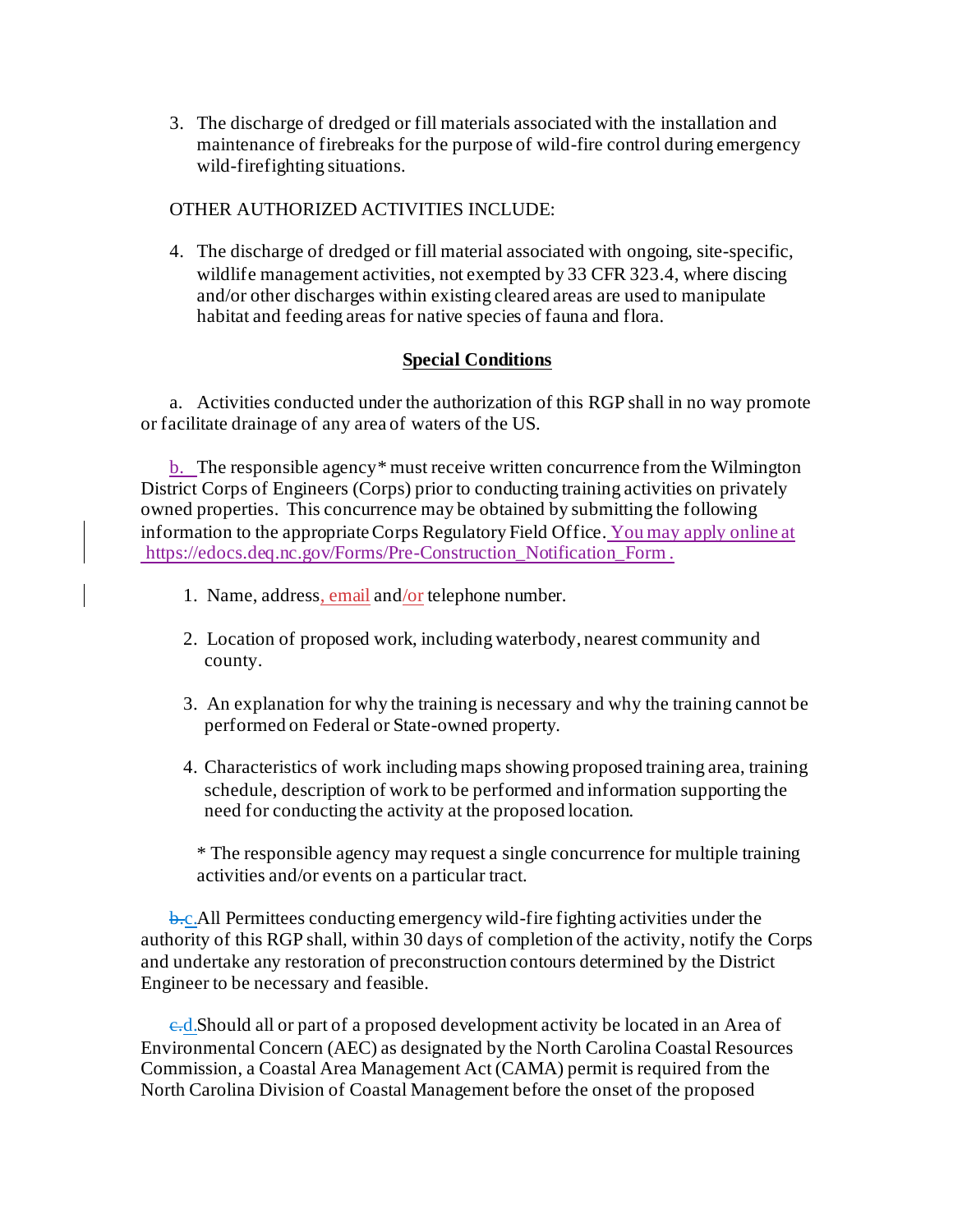3. The discharge of dredged or fill materials associated with the installation and maintenance of firebreaks for the purpose of wild-fire control during emergency wild-firefighting situations.

OTHER AUTHORIZED ACTIVITIES INCLUDE:

4. The discharge of dredged or fill material associated with ongoing, site-specific, wildlife management activities, not exempted by 33 CFR 323.4, where discing and/or other discharges within existing cleared areas are used to manipulate habitat and feeding areas for native species of fauna and flora.

## Special Conditions

a. Activities conducted under the authorization of this RGP shall in no way promote or facilitate drainage of any area of waters of the US.

b. The responsible agency* must receive written concurrence from the Wilmington District Corps of Engineers (Corps) prior to conducting training activities on privately owned properties. This concurrence may be obtained by submitting the following information to the appropriate Corps Regulatory Field Office. You may apply online at https://edocs.deq.nc.gov/Forms/Pre-Construction_Notification_Form.

1. Name, address, email and/or telephone number.

2. Location of proposed work, including waterbody, nearest community and county.

3. An explanation for why the training is necessary and why the training cannot be performed on Federal or State-owned property.

4. Characteristics of work including maps showing proposed training area, training schedule, description of work to be performed and information supporting the need for conducting the activity at the proposed location.

\* The responsible agency may request a single concurrence for multiple training activities and/or events on a particular tract.

~~b.~~c. All Permittees conducting emergency wild-fire fighting activities under the authority of this RGP shall, within 30 days of completion of the activity, notify the Corps and undertake any restoration of preconstruction contours determined by the District Engineer to be necessary and feasible.

~~c.~~d. Should all or part of a proposed development activity be located in an Area of Environmental Concern (AEC) as designated by the North Carolina Coastal Resources Commission, a Coastal Area Management Act (CAMA) permit is required from the North Carolina Division of Coastal Management before the onset of the proposed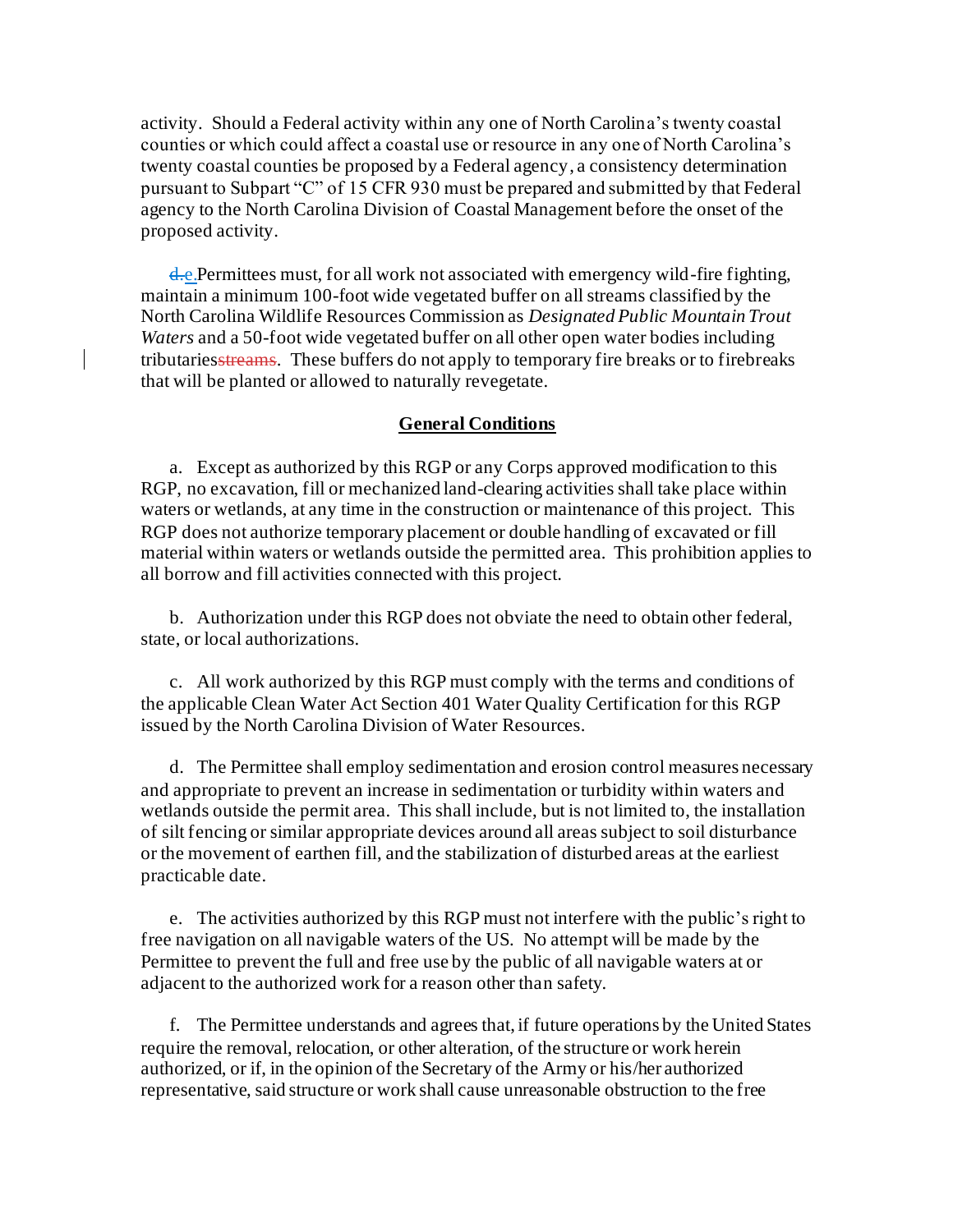activity. Should a Federal activity within any one of North Carolina's twenty coastal counties or which could affect a coastal use or resource in any one of North Carolina's twenty coastal counties be proposed by a Federal agency, a consistency determination pursuant to Subpart "C" of 15 CFR 930 must be prepared and submitted by that Federal agency to the North Carolina Division of Coastal Management before the onset of the proposed activity.

~~d.~~e. Permittees must, for all work not associated with emergency wild-fire fighting, maintain a minimum 100-foot wide vegetated buffer on all streams classified by the North Carolina Wildlife Resources Commission as *Designated Public Mountain Trout Waters* and a 50-foot wide vegetated buffer on all other open water bodies including tributaries~~streams~~. These buffers do not apply to temporary fire breaks or to firebreaks that will be planted or allowed to naturally revegetate.

## General Conditions

a. Except as authorized by this RGP or any Corps approved modification to this RGP, no excavation, fill or mechanized land-clearing activities shall take place within waters or wetlands, at any time in the construction or maintenance of this project. This RGP does not authorize temporary placement or double handling of excavated or fill material within waters or wetlands outside the permitted area. This prohibition applies to all borrow and fill activities connected with this project.

b. Authorization under this RGP does not obviate the need to obtain other federal, state, or local authorizations.

c. All work authorized by this RGP must comply with the terms and conditions of the applicable Clean Water Act Section 401 Water Quality Certification for this RGP issued by the North Carolina Division of Water Resources.

d. The Permittee shall employ sedimentation and erosion control measures necessary and appropriate to prevent an increase in sedimentation or turbidity within waters and wetlands outside the permit area. This shall include, but is not limited to, the installation of silt fencing or similar appropriate devices around all areas subject to soil disturbance or the movement of earthen fill, and the stabilization of disturbed areas at the earliest practicable date.

e. The activities authorized by this RGP must not interfere with the public's right to free navigation on all navigable waters of the US. No attempt will be made by the Permittee to prevent the full and free use by the public of all navigable waters at or adjacent to the authorized work for a reason other than safety.

f. The Permittee understands and agrees that, if future operations by the United States require the removal, relocation, or other alteration, of the structure or work herein authorized, or if, in the opinion of the Secretary of the Army or his/her authorized representative, said structure or work shall cause unreasonable obstruction to the free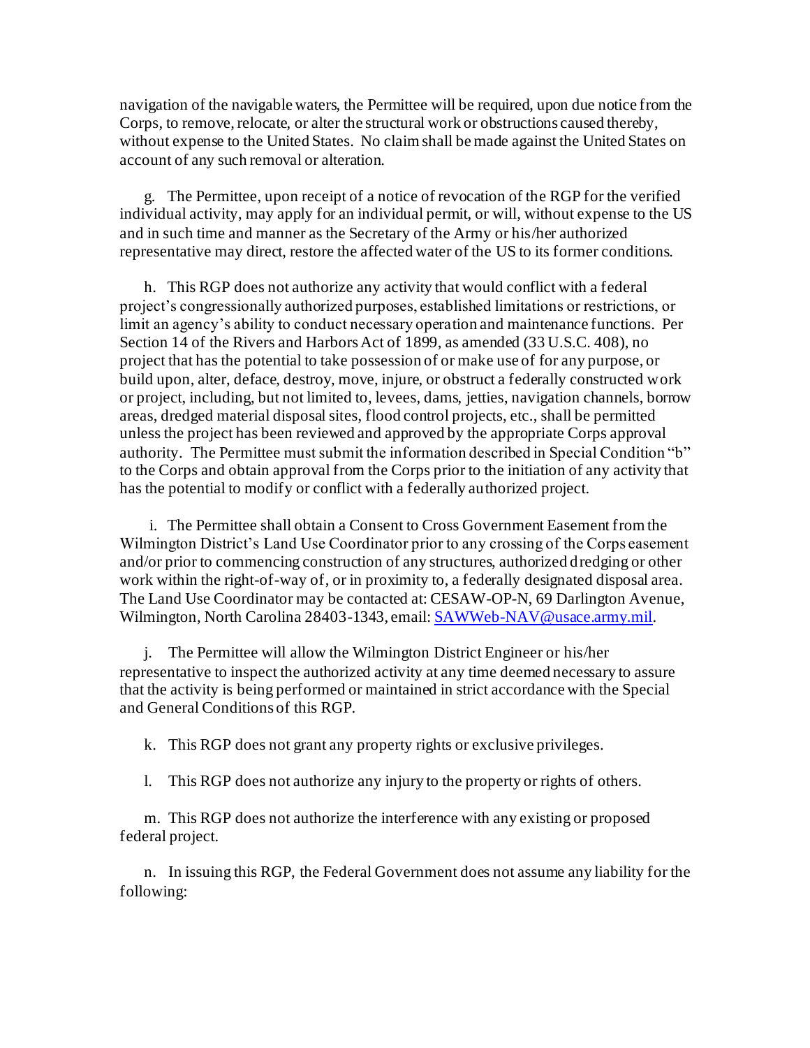navigation of the navigable waters, the Permittee will be required, upon due notice from the Corps, to remove, relocate, or alter the structural work or obstructions caused thereby, without expense to the United States. No claim shall be made against the United States on account of any such removal or alteration.

g. The Permittee, upon receipt of a notice of revocation of the RGP for the verified individual activity, may apply for an individual permit, or will, without expense to the US and in such time and manner as the Secretary of the Army or his/her authorized representative may direct, restore the affected water of the US to its former conditions.

h. This RGP does not authorize any activity that would conflict with a federal project's congressionally authorized purposes, established limitations or restrictions, or limit an agency's ability to conduct necessary operation and maintenance functions. Per Section 14 of the Rivers and Harbors Act of 1899, as amended (33 U.S.C. 408), no project that has the potential to take possession of or make use of for any purpose, or build upon, alter, deface, destroy, move, injure, or obstruct a federally constructed work or project, including, but not limited to, levees, dams, jetties, navigation channels, borrow areas, dredged material disposal sites, flood control projects, etc., shall be permitted unless the project has been reviewed and approved by the appropriate Corps approval authority. The Permittee must submit the information described in Special Condition "b" to the Corps and obtain approval from the Corps prior to the initiation of any activity that has the potential to modify or conflict with a federally authorized project.

i. The Permittee shall obtain a Consent to Cross Government Easement from the Wilmington District's Land Use Coordinator prior to any crossing of the Corps easement and/or prior to commencing construction of any structures, authorized dredging or other work within the right-of-way of, or in proximity to, a federally designated disposal area. The Land Use Coordinator may be contacted at: CESAW-OP-N, 69 Darlington Avenue, Wilmington, North Carolina 28403-1343, email: SAWWeb-NAV@usace.army.mil.

j. The Permittee will allow the Wilmington District Engineer or his/her representative to inspect the authorized activity at any time deemed necessary to assure that the activity is being performed or maintained in strict accordance with the Special and General Conditions of this RGP.

k. This RGP does not grant any property rights or exclusive privileges.

l. This RGP does not authorize any injury to the property or rights of others.

m. This RGP does not authorize the interference with any existing or proposed federal project.

n. In issuing this RGP, the Federal Government does not assume any liability for the following: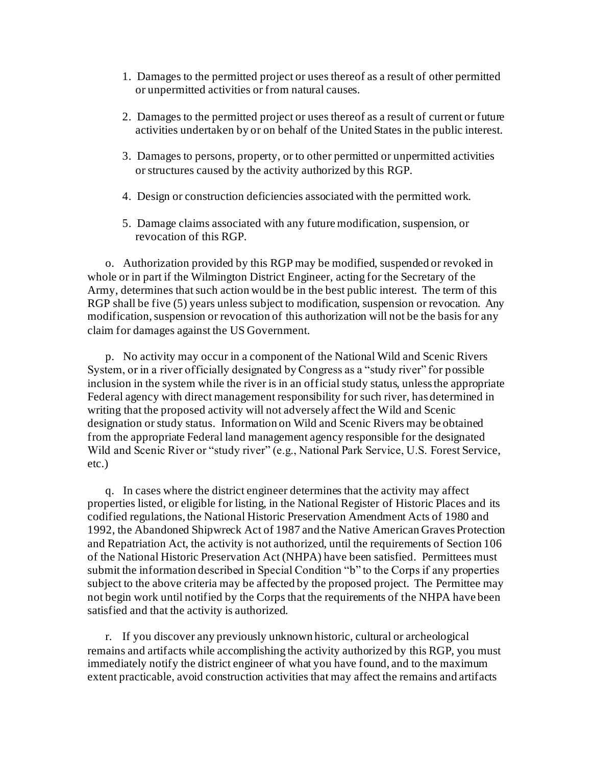1. Damages to the permitted project or uses thereof as a result of other permitted or unpermitted activities or from natural causes.

2. Damages to the permitted project or uses thereof as a result of current or future activities undertaken by or on behalf of the United States in the public interest.

3. Damages to persons, property, or to other permitted or unpermitted activities or structures caused by the activity authorized by this RGP.

4. Design or construction deficiencies associated with the permitted work.

5. Damage claims associated with any future modification, suspension, or revocation of this RGP.

o. Authorization provided by this RGP may be modified, suspended or revoked in whole or in part if the Wilmington District Engineer, acting for the Secretary of the Army, determines that such action would be in the best public interest. The term of this RGP shall be five (5) years unless subject to modification, suspension or revocation. Any modification, suspension or revocation of this authorization will not be the basis for any claim for damages against the US Government.

p. No activity may occur in a component of the National Wild and Scenic Rivers System, or in a river officially designated by Congress as a "study river" for possible inclusion in the system while the river is in an official study status, unless the appropriate Federal agency with direct management responsibility for such river, has determined in writing that the proposed activity will not adversely affect the Wild and Scenic designation or study status. Information on Wild and Scenic Rivers may be obtained from the appropriate Federal land management agency responsible for the designated Wild and Scenic River or "study river" (e.g., National Park Service, U.S. Forest Service, etc.)

q. In cases where the district engineer determines that the activity may affect properties listed, or eligible for listing, in the National Register of Historic Places and its codified regulations, the National Historic Preservation Amendment Acts of 1980 and 1992, the Abandoned Shipwreck Act of 1987 and the Native American Graves Protection and Repatriation Act, the activity is not authorized, until the requirements of Section 106 of the National Historic Preservation Act (NHPA) have been satisfied. Permittees must submit the information described in Special Condition "b" to the Corps if any properties subject to the above criteria may be affected by the proposed project. The Permittee may not begin work until notified by the Corps that the requirements of the NHPA have been satisfied and that the activity is authorized.

r. If you discover any previously unknown historic, cultural or archeological remains and artifacts while accomplishing the activity authorized by this RGP, you must immediately notify the district engineer of what you have found, and to the maximum extent practicable, avoid construction activities that may affect the remains and artifacts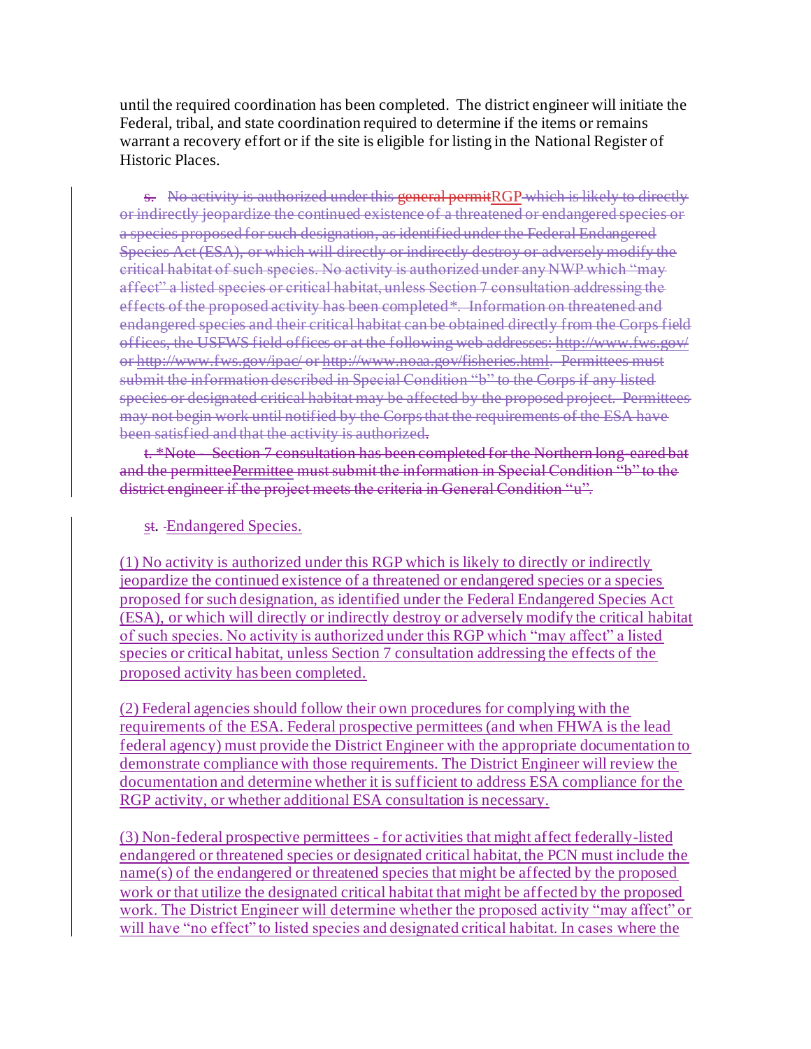until the required coordination has been completed. The district engineer will initiate the Federal, tribal, and state coordination required to determine if the items or remains warrant a recovery effort or if the site is eligible for listing in the National Register of Historic Places.

~~s. No activity is authorized under this general permit~~RGP ~~which is likely to directly or indirectly jeopardize the continued existence of a threatened or endangered species or a species proposed for such designation, as identified under the Federal Endangered Species Act (ESA), or which will directly or indirectly destroy or adversely modify the critical habitat of such species. No activity is authorized under any NWP which "may affect" a listed species or critical habitat, unless Section 7 consultation addressing the effects of the proposed activity has been completed*. Information on threatened and endangered species and their critical habitat can be obtained directly from the Corps field offices, the USFWS field offices or at the following web addresses: http://www.fws.gov/ or http://www.fws.gov/ipac/ or http://www.noaa.gov/fisheries.html. Permittees must submit the information described in Special Condition "b" to the Corps if any listed species or designated critical habitat may be affected by the proposed project. Permittees may not begin work until notified by the Corps that the requirements of the ESA have been satisfied and that the activity is authorized.~~

~~t. *Note – Section 7 consultation has been completed for the Northern long-eared bat and the permittee~~Permittee ~~must submit the information in Special Condition "b" to the district engineer if the project meets the criteria in General Condition "u".~~

s~~t~~. Endangered Species.

(1) No activity is authorized under this RGP which is likely to directly or indirectly jeopardize the continued existence of a threatened or endangered species or a species proposed for such designation, as identified under the Federal Endangered Species Act (ESA), or which will directly or indirectly destroy or adversely modify the critical habitat of such species. No activity is authorized under this RGP which "may affect" a listed species or critical habitat, unless Section 7 consultation addressing the effects of the proposed activity has been completed.

(2) Federal agencies should follow their own procedures for complying with the requirements of the ESA. Federal prospective permittees (and when FHWA is the lead federal agency) must provide the District Engineer with the appropriate documentation to demonstrate compliance with those requirements. The District Engineer will review the documentation and determine whether it is sufficient to address ESA compliance for the RGP activity, or whether additional ESA consultation is necessary.

(3) Non-federal prospective permittees - for activities that might affect federally-listed endangered or threatened species or designated critical habitat, the PCN must include the name(s) of the endangered or threatened species that might be affected by the proposed work or that utilize the designated critical habitat that might be affected by the proposed work. The District Engineer will determine whether the proposed activity "may affect" or will have "no effect" to listed species and designated critical habitat. In cases where the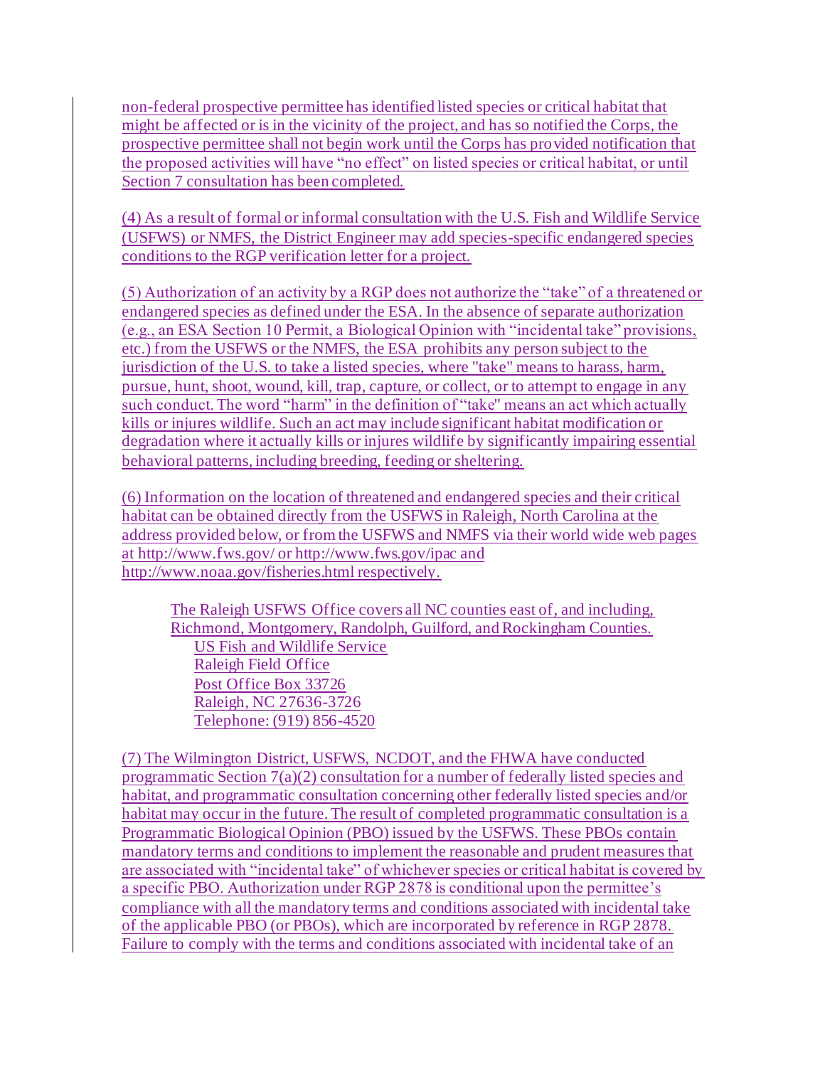non-federal prospective permittee has identified listed species or critical habitat that might be affected or is in the vicinity of the project, and has so notified the Corps, the prospective permittee shall not begin work until the Corps has provided notification that the proposed activities will have "no effect" on listed species or critical habitat, or until Section 7 consultation has been completed.

(4) As a result of formal or informal consultation with the U.S. Fish and Wildlife Service (USFWS) or NMFS, the District Engineer may add species-specific endangered species conditions to the RGP verification letter for a project.

(5) Authorization of an activity by a RGP does not authorize the "take" of a threatened or endangered species as defined under the ESA. In the absence of separate authorization (e.g., an ESA Section 10 Permit, a Biological Opinion with "incidental take" provisions, etc.) from the USFWS or the NMFS, the ESA prohibits any person subject to the jurisdiction of the U.S. to take a listed species, where "take" means to harass, harm, pursue, hunt, shoot, wound, kill, trap, capture, or collect, or to attempt to engage in any such conduct. The word "harm" in the definition of "take" means an act which actually kills or injures wildlife. Such an act may include significant habitat modification or degradation where it actually kills or injures wildlife by significantly impairing essential behavioral patterns, including breeding, feeding or sheltering.

(6) Information on the location of threatened and endangered species and their critical habitat can be obtained directly from the USFWS in Raleigh, North Carolina at the address provided below, or from the USFWS and NMFS via their world wide web pages at http://www.fws.gov/ or http://www.fws.gov/ipac and http://www.noaa.gov/fisheries.html respectively.

> The Raleigh USFWS Office covers all NC counties east of, and including, Richmond, Montgomery, Randolph, Guilford, and Rockingham Counties.
>
> US Fish and Wildlife Service
> Raleigh Field Office
> Post Office Box 33726
> Raleigh, NC 27636-3726
> Telephone: (919) 856-4520

(7) The Wilmington District, USFWS, NCDOT, and the FHWA have conducted programmatic Section 7(a)(2) consultation for a number of federally listed species and habitat, and programmatic consultation concerning other federally listed species and/or habitat may occur in the future. The result of completed programmatic consultation is a Programmatic Biological Opinion (PBO) issued by the USFWS. These PBOs contain mandatory terms and conditions to implement the reasonable and prudent measures that are associated with "incidental take" of whichever species or critical habitat is covered by a specific PBO. Authorization under RGP 2878 is conditional upon the permittee's compliance with all the mandatory terms and conditions associated with incidental take of the applicable PBO (or PBOs), which are incorporated by reference in RGP 2878. Failure to comply with the terms and conditions associated with incidental take of an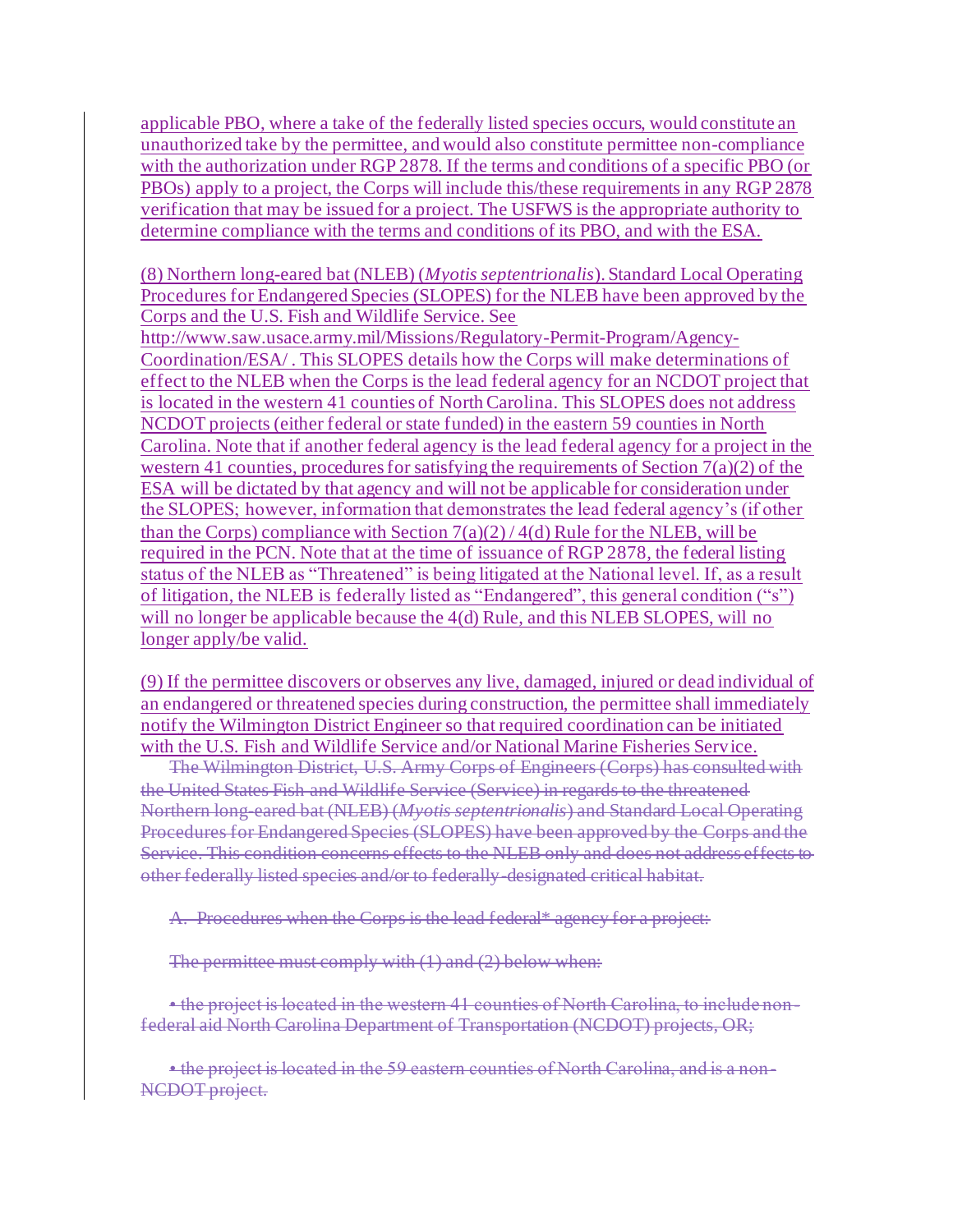applicable PBO, where a take of the federally listed species occurs, would constitute an unauthorized take by the permittee, and would also constitute permittee non-compliance with the authorization under RGP 2878. If the terms and conditions of a specific PBO (or PBOs) apply to a project, the Corps will include this/these requirements in any RGP 2878 verification that may be issued for a project. The USFWS is the appropriate authority to determine compliance with the terms and conditions of its PBO, and with the ESA.

(8) Northern long-eared bat (NLEB) (*Myotis septentrionalis*). Standard Local Operating Procedures for Endangered Species (SLOPES) for the NLEB have been approved by the Corps and the U.S. Fish and Wildlife Service. See http://www.saw.usace.army.mil/Missions/Regulatory-Permit-Program/Agency-Coordination/ESA/ . This SLOPES details how the Corps will make determinations of effect to the NLEB when the Corps is the lead federal agency for an NCDOT project that is located in the western 41 counties of North Carolina. This SLOPES does not address NCDOT projects (either federal or state funded) in the eastern 59 counties in North Carolina. Note that if another federal agency is the lead federal agency for a project in the western 41 counties, procedures for satisfying the requirements of Section 7(a)(2) of the ESA will be dictated by that agency and will not be applicable for consideration under the SLOPES; however, information that demonstrates the lead federal agency's (if other than the Corps) compliance with Section 7(a)(2) / 4(d) Rule for the NLEB, will be required in the PCN. Note that at the time of issuance of RGP 2878, the federal listing status of the NLEB as "Threatened" is being litigated at the National level. If, as a result of litigation, the NLEB is federally listed as "Endangered", this general condition ("s") will no longer be applicable because the 4(d) Rule, and this NLEB SLOPES, will no longer apply/be valid.

(9) If the permittee discovers or observes any live, damaged, injured or dead individual of an endangered or threatened species during construction, the permittee shall immediately notify the Wilmington District Engineer so that required coordination can be initiated with the U.S. Fish and Wildlife Service and/or National Marine Fisheries Service.

~~The Wilmington District, U.S. Army Corps of Engineers (Corps) has consulted with the United States Fish and Wildlife Service (Service) in regards to the threatened Northern long-eared bat (NLEB) (*Myotis septentrionalis*) and Standard Local Operating Procedures for Endangered Species (SLOPES) have been approved by the Corps and the Service. This condition concerns effects to the NLEB only and does not address effects to other federally listed species and/or to federally-designated critical habitat.~~

~~A. Procedures when the Corps is the lead federal* agency for a project:~~

~~The permittee must comply with (1) and (2) below when:~~

~~• the project is located in the western 41 counties of North Carolina, to include non-federal aid North Carolina Department of Transportation (NCDOT) projects, OR;~~

~~• the project is located in the 59 eastern counties of North Carolina, and is a non-NCDOT project.~~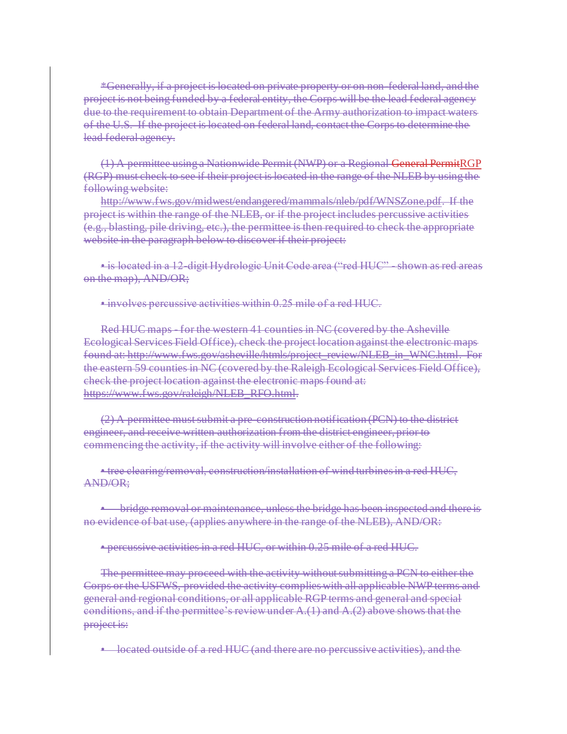*Generally, if a project is located on private property or on non-federal land, and the project is not being funded by a federal entity, the Corps will be the lead federal agency due to the requirement to obtain Department of the Army authorization to impact waters of the U.S. If the project is located on federal land, contact the Corps to determine the lead federal agency.

(1) A permittee using a Nationwide Permit (NWP) or a Regional General PermitRGP (RGP) must check to see if their project is located in the range of the NLEB by using the following website:

http://www.fws.gov/midwest/endangered/mammals/nleb/pdf/WNSZone.pdf. If the project is within the range of the NLEB, or if the project includes percussive activities (e.g., blasting, pile driving, etc.), the permittee is then required to check the appropriate website in the paragraph below to discover if their project:

• is located in a 12-digit Hydrologic Unit Code area ("red HUC" - shown as red areas on the map), AND/OR;

• involves percussive activities within 0.25 mile of a red HUC.

Red HUC maps - for the western 41 counties in NC (covered by the Asheville Ecological Services Field Office), check the project location against the electronic maps found at: http://www.fws.gov/asheville/htmls/project_review/NLEB_in_WNC.html. For the eastern 59 counties in NC (covered by the Raleigh Ecological Services Field Office), check the project location against the electronic maps found at: https://www.fws.gov/raleigh/NLEB_RFO.html.

(2) A permittee must submit a pre-construction notification (PCN) to the district engineer, and receive written authorization from the district engineer, prior to commencing the activity, if the activity will involve either of the following:

• tree clearing/removal, construction/installation of wind turbines in a red HUC, AND/OR;

• bridge removal or maintenance, unless the bridge has been inspected and there is no evidence of bat use, (applies anywhere in the range of the NLEB), AND/OR:

• percussive activities in a red HUC, or within 0.25 mile of a red HUC.

The permittee may proceed with the activity without submitting a PCN to either the Corps or the USFWS, provided the activity complies with all applicable NWP terms and general and regional conditions, or all applicable RGP terms and general and special conditions, and if the permittee's review under A.(1) and A.(2) above shows that the project is:

• located outside of a red HUC (and there are no percussive activities), and the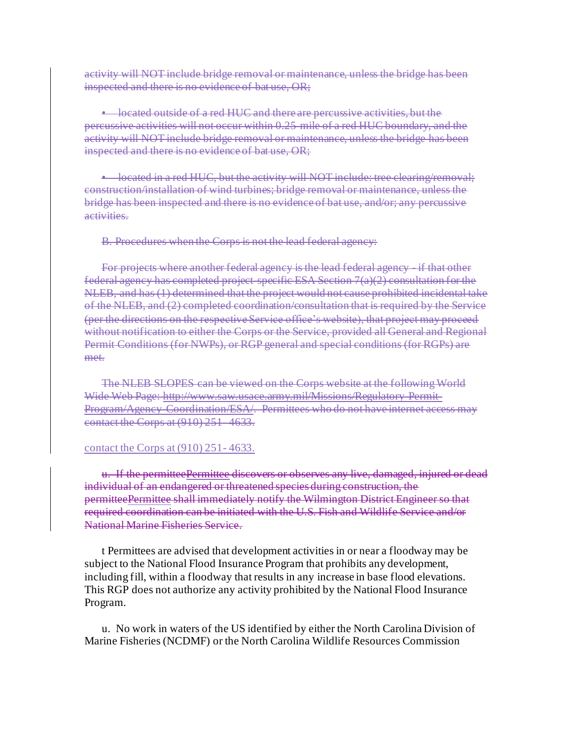activity will NOT include bridge removal or maintenance, unless the bridge has been inspected and there is no evidence of bat use, OR;

- located outside of a red HUC and there are percussive activities, but the percussive activities will not occur within 0.25-mile of a red HUC boundary, and the activity will NOT include bridge removal or maintenance, unless the bridge has been inspected and there is no evidence of bat use, OR;

- located in a red HUC, but the activity will NOT include: tree clearing/removal; construction/installation of wind turbines; bridge removal or maintenance, unless the bridge has been inspected and there is no evidence of bat use, and/or; any percussive activities.

B. Procedures when the Corps is not the lead federal agency:

For projects where another federal agency is the lead federal agency - if that other federal agency has completed project-specific ESA Section 7(a)(2) consultation for the NLEB, and has (1) determined that the project would not cause prohibited incidental take of the NLEB, and (2) completed coordination/consultation that is required by the Service (per the directions on the respective Service office's website), that project may proceed without notification to either the Corps or the Service, provided all General and Regional Permit Conditions (for NWPs), or RGP general and special conditions (for RGPs) are met.

The NLEB SLOPES can be viewed on the Corps website at the following World Wide Web Page: http://www.saw.usace.army.mil/Missions/Regulatory-Permit-Program/Agency-Coordination/ESA/. Permittees who do not have internet access may contact the Corps at (910) 251- 4633.

contact the Corps at (910) 251- 4633.

u. If the permitteePermittee discovers or observes any live, damaged, injured or dead individual of an endangered or threatened species during construction, the permitteePermittee shall immediately notify the Wilmington District Engineer so that required coordination can be initiated with the U.S. Fish and Wildlife Service and/or National Marine Fisheries Service.

t Permittees are advised that development activities in or near a floodway may be subject to the National Flood Insurance Program that prohibits any development, including fill, within a floodway that results in any increase in base flood elevations. This RGP does not authorize any activity prohibited by the National Flood Insurance Program.

u. No work in waters of the US identified by either the North Carolina Division of Marine Fisheries (NCDMF) or the North Carolina Wildlife Resources Commission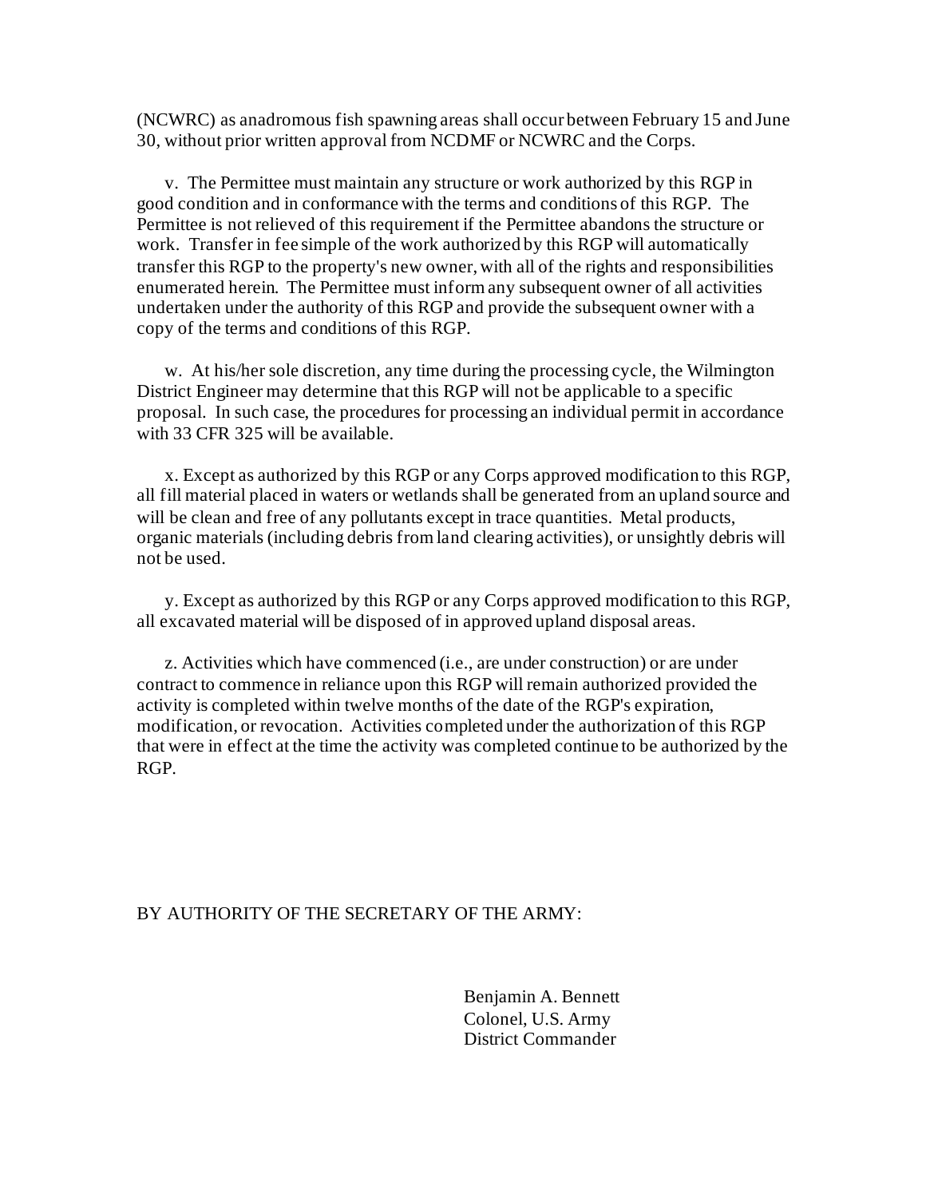(NCWRC) as anadromous fish spawning areas shall occur between February 15 and June 30, without prior written approval from NCDMF or NCWRC and the Corps.

v. The Permittee must maintain any structure or work authorized by this RGP in good condition and in conformance with the terms and conditions of this RGP. The Permittee is not relieved of this requirement if the Permittee abandons the structure or work. Transfer in fee simple of the work authorized by this RGP will automatically transfer this RGP to the property's new owner, with all of the rights and responsibilities enumerated herein. The Permittee must inform any subsequent owner of all activities undertaken under the authority of this RGP and provide the subsequent owner with a copy of the terms and conditions of this RGP.

w. At his/her sole discretion, any time during the processing cycle, the Wilmington District Engineer may determine that this RGP will not be applicable to a specific proposal. In such case, the procedures for processing an individual permit in accordance with 33 CFR 325 will be available.

x. Except as authorized by this RGP or any Corps approved modification to this RGP, all fill material placed in waters or wetlands shall be generated from an upland source and will be clean and free of any pollutants except in trace quantities. Metal products, organic materials (including debris from land clearing activities), or unsightly debris will not be used.

y. Except as authorized by this RGP or any Corps approved modification to this RGP, all excavated material will be disposed of in approved upland disposal areas.

z. Activities which have commenced (i.e., are under construction) or are under contract to commence in reliance upon this RGP will remain authorized provided the activity is completed within twelve months of the date of the RGP's expiration, modification, or revocation. Activities completed under the authorization of this RGP that were in effect at the time the activity was completed continue to be authorized by the RGP.

BY AUTHORITY OF THE SECRETARY OF THE ARMY:

Benjamin A. Bennett
Colonel, U.S. Army
District Commander